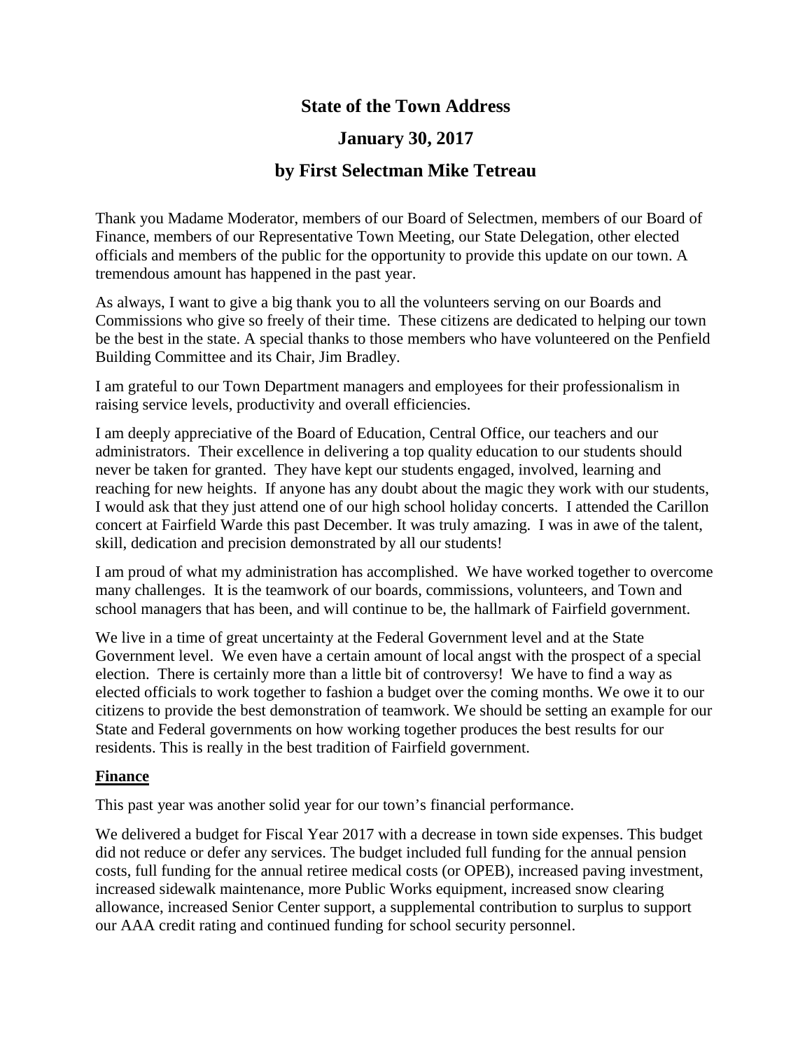# State of the Town Address

## January 30, 2017

## by First Selectman Mike Tetreau

Thank you Madame Moderator, members of our Board of Selectmen, members of our Board of Finance, members of our Representative Town Meeting, our State Delegation, other elected officials and members of the public for the opportunity to provide this update on our town. A tremendous amount has happened in the past year.

As always, I want to give a big thank you to all the volunteers serving on our Boards and Commissions who give so freely of their time. These citizens are dedicated to helping our town be the best in the state. A special thanks to those members who have volunteered on the Penfield Building Committee and its Chair, Jim Bradley.

I am grateful to our Town Department managers and employees for their professionalism in raising service levels, productivity and overall efficiencies.

I am deeply appreciative of the Board of Education, Central Office, our teachers and our administrators. Their excellence in delivering a top quality education to our students should never be taken for granted. They have kept our students engaged, involved, learning and reaching for new heights. If anyone has any doubt about the magic they work with our students, I would ask that they just attend one of our high school holiday concerts. I attended the Carillon concert at Fairfield Warde this past December. It was truly amazing. I was in awe of the talent, skill, dedication and precision demonstrated by all our students!

I am proud of what my administration has accomplished. We have worked together to overcome many challenges. It is the teamwork of our boards, commissions, volunteers, and Town and school managers that has been, and will continue to be, the hallmark of Fairfield government.

We live in a time of great uncertainty at the Federal Government level and at the State Government level. We even have a certain amount of local angst with the prospect of a special election. There is certainly more than a little bit of controversy! We have to find a way as elected officials to work together to fashion a budget over the coming months. We owe it to our citizens to provide the best demonstration of teamwork. We should be setting an example for our State and Federal governments on how working together produces the best results for our residents. This is really in the best tradition of Fairfield government.

### Finance

This past year was another solid year for our town's financial performance.

We delivered a budget for Fiscal Year 2017 with a decrease in town side expenses. This budget did not reduce or defer any services. The budget included full funding for the annual pension costs, full funding for the annual retiree medical costs (or OPEB), increased paving investment, increased sidewalk maintenance, more Public Works equipment, increased snow clearing allowance, increased Senior Center support, a supplemental contribution to surplus to support our AAA credit rating and continued funding for school security personnel.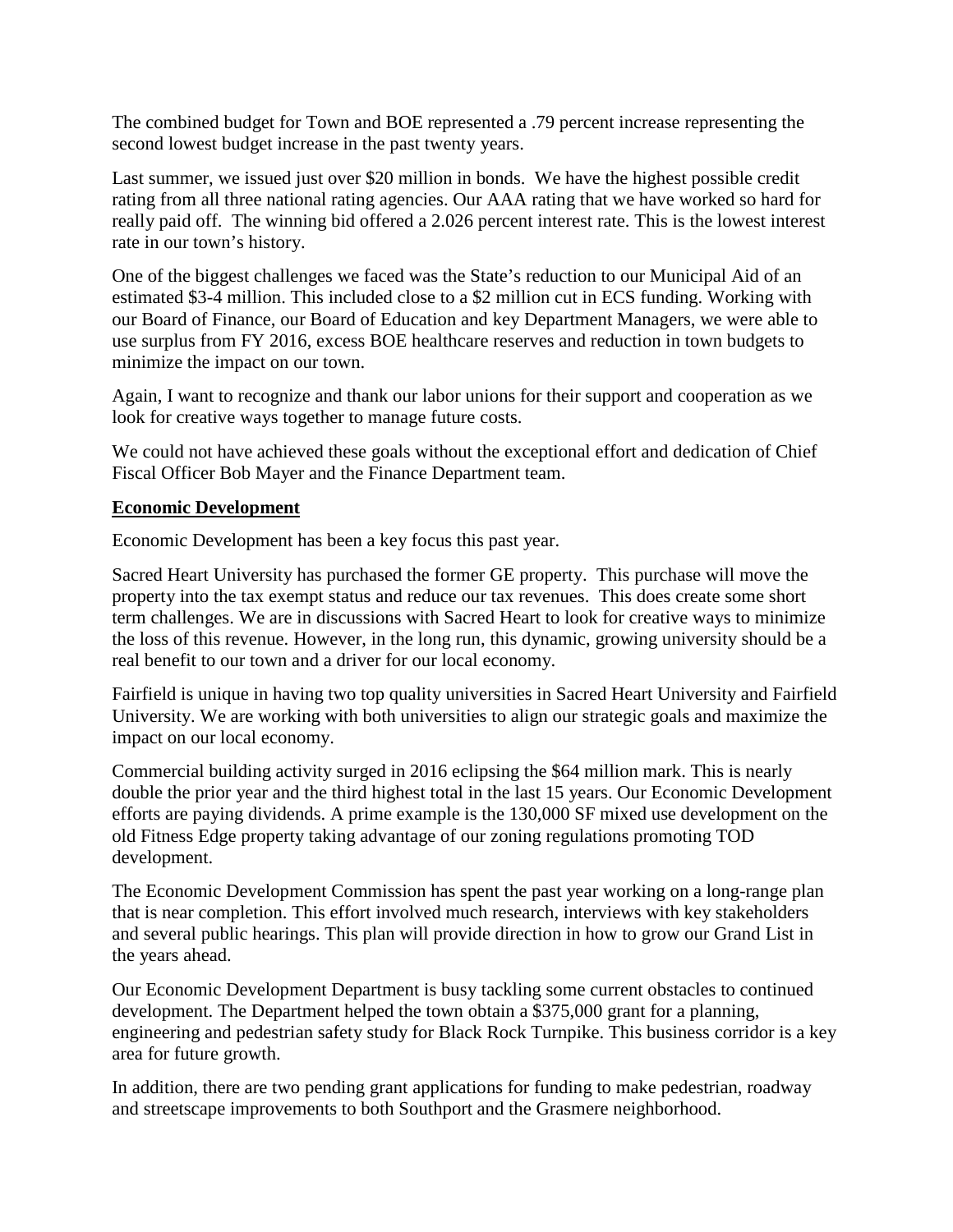The combined budget for Town and BOE represented a .79 percent increase representing the second lowest budget increase in the past twenty years.

Last summer, we issued just over $20 million in bonds. We have the highest possible credit rating from all three national rating agencies. Our AAA rating that we have worked so hard for really paid off. The winning bid offered a 2.026 percent interest rate. This is the lowest interest rate in our town's history.

One of the biggest challenges we faced was the State's reduction to our Municipal Aid of an estimated $3-4 million. This included close to a $2 million cut in ECS funding. Working with our Board of Finance, our Board of Education and key Department Managers, we were able to use surplus from FY 2016, excess BOE healthcare reserves and reduction in town budgets to minimize the impact on our town.

Again, I want to recognize and thank our labor unions for their support and cooperation as we look for creative ways together to manage future costs.

We could not have achieved these goals without the exceptional effort and dedication of Chief Fiscal Officer Bob Mayer and the Finance Department team.

**Economic Development**

Economic Development has been a key focus this past year.

Sacred Heart University has purchased the former GE property. This purchase will move the property into the tax exempt status and reduce our tax revenues. This does create some short term challenges. We are in discussions with Sacred Heart to look for creative ways to minimize the loss of this revenue. However, in the long run, this dynamic, growing university should be a real benefit to our town and a driver for our local economy.

Fairfield is unique in having two top quality universities in Sacred Heart University and Fairfield University. We are working with both universities to align our strategic goals and maximize the impact on our local economy.

Commercial building activity surged in 2016 eclipsing the $64 million mark. This is nearly double the prior year and the third highest total in the last 15 years. Our Economic Development efforts are paying dividends. A prime example is the 130,000 SF mixed use development on the old Fitness Edge property taking advantage of our zoning regulations promoting TOD development.

The Economic Development Commission has spent the past year working on a long-range plan that is near completion. This effort involved much research, interviews with key stakeholders and several public hearings. This plan will provide direction in how to grow our Grand List in the years ahead.

Our Economic Development Department is busy tackling some current obstacles to continued development. The Department helped the town obtain a $375,000 grant for a planning, engineering and pedestrian safety study for Black Rock Turnpike. This business corridor is a key area for future growth.

In addition, there are two pending grant applications for funding to make pedestrian, roadway and streetscape improvements to both Southport and the Grasmere neighborhood.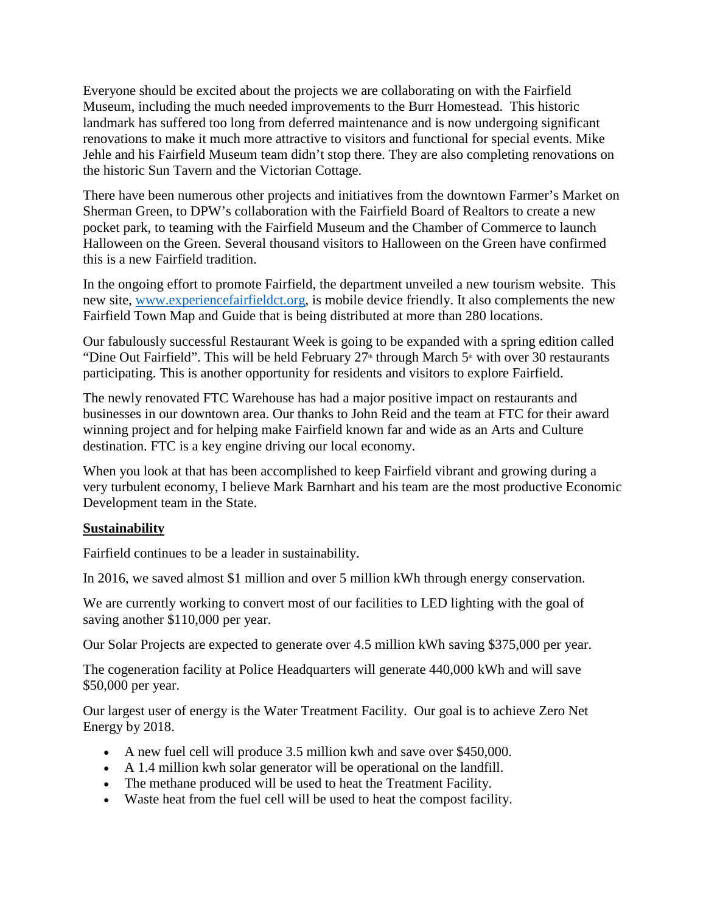Everyone should be excited about the projects we are collaborating on with the Fairfield Museum, including the much needed improvements to the Burr Homestead. This historic landmark has suffered too long from deferred maintenance and is now undergoing significant renovations to make it much more attractive to visitors and functional for special events. Mike Jehle and his Fairfield Museum team didn't stop there. They are also completing renovations on the historic Sun Tavern and the Victorian Cottage.

There have been numerous other projects and initiatives from the downtown Farmer's Market on Sherman Green, to DPW's collaboration with the Fairfield Board of Realtors to create a new pocket park, to teaming with the Fairfield Museum and the Chamber of Commerce to launch Halloween on the Green. Several thousand visitors to Halloween on the Green have confirmed this is a new Fairfield tradition.

In the ongoing effort to promote Fairfield, the department unveiled a new tourism website. This new site, [www.experiencefairfieldct.org](http://www.experiencefairfieldct.org), is mobile device friendly. It also complements the new Fairfield Town Map and Guide that is being distributed at more than 280 locations.

Our fabulously successful Restaurant Week is going to be expanded with a spring edition called "Dine Out Fairfield". This will be held February 27th through March 5th with over 30 restaurants participating. This is another opportunity for residents and visitors to explore Fairfield.

The newly renovated FTC Warehouse has had a major positive impact on restaurants and businesses in our downtown area. Our thanks to John Reid and the team at FTC for their award winning project and for helping make Fairfield known far and wide as an Arts and Culture destination. FTC is a key engine driving our local economy.

When you look at that has been accomplished to keep Fairfield vibrant and growing during a very turbulent economy, I believe Mark Barnhart and his team are the most productive Economic Development team in the State.

**Sustainability**

Fairfield continues to be a leader in sustainability.

In 2016, we saved almost $1 million and over 5 million kWh through energy conservation.

We are currently working to convert most of our facilities to LED lighting with the goal of saving another $110,000 per year.

Our Solar Projects are expected to generate over 4.5 million kWh saving $375,000 per year.

The cogeneration facility at Police Headquarters will generate 440,000 kWh and will save $50,000 per year.

Our largest user of energy is the Water Treatment Facility. Our goal is to achieve Zero Net Energy by 2018.

- A new fuel cell will produce 3.5 million kwh and save over $450,000.
- A 1.4 million kwh solar generator will be operational on the landfill.
- The methane produced will be used to heat the Treatment Facility.
- Waste heat from the fuel cell will be used to heat the compost facility.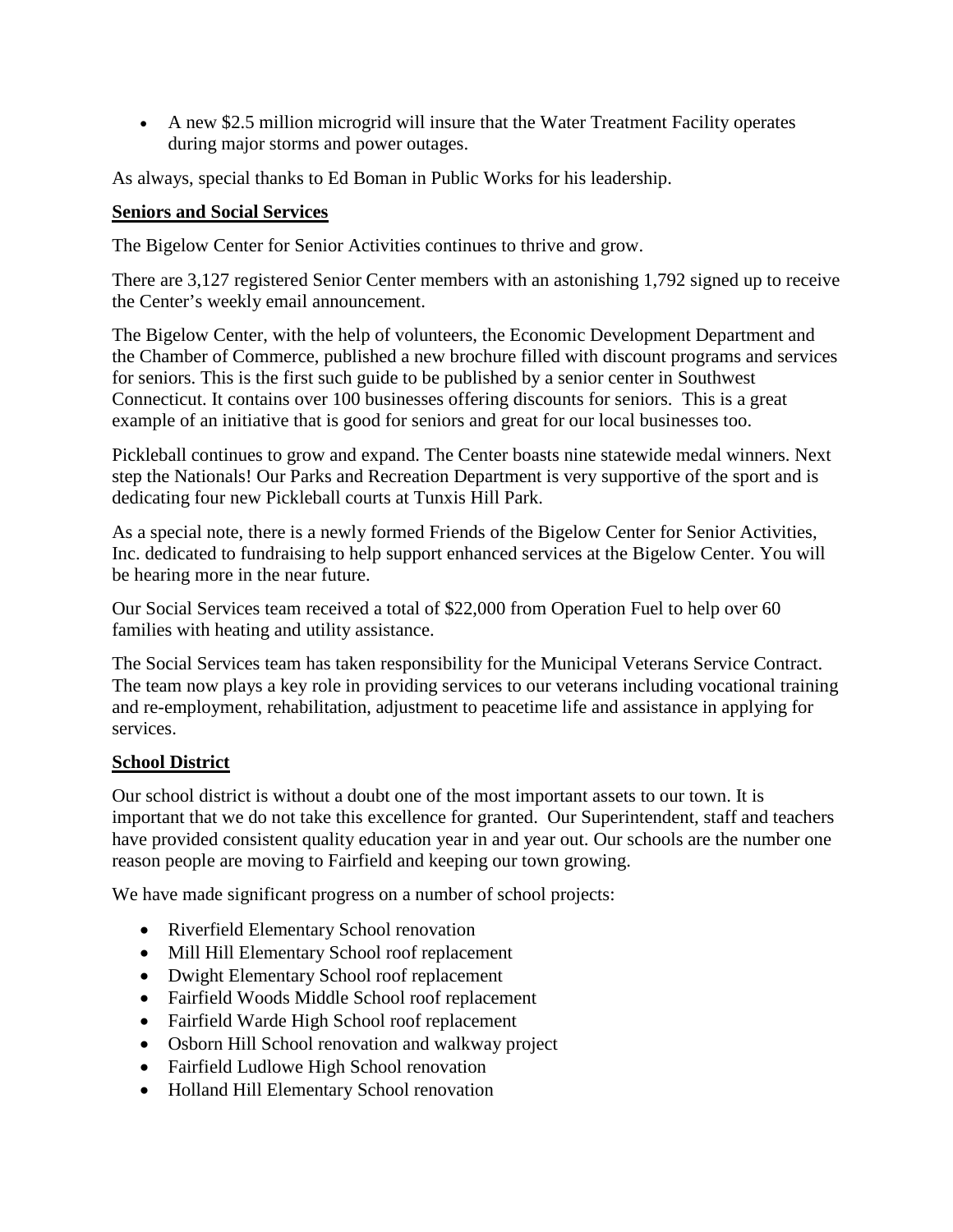- A new $2.5 million microgrid will insure that the Water Treatment Facility operates during major storms and power outages.

As always, special thanks to Ed Boman in Public Works for his leadership.

**Seniors and Social Services**

The Bigelow Center for Senior Activities continues to thrive and grow.

There are 3,127 registered Senior Center members with an astonishing 1,792 signed up to receive the Center's weekly email announcement.

The Bigelow Center, with the help of volunteers, the Economic Development Department and the Chamber of Commerce, published a new brochure filled with discount programs and services for seniors. This is the first such guide to be published by a senior center in Southwest Connecticut. It contains over 100 businesses offering discounts for seniors. This is a great example of an initiative that is good for seniors and great for our local businesses too.

Pickleball continues to grow and expand. The Center boasts nine statewide medal winners. Next step the Nationals! Our Parks and Recreation Department is very supportive of the sport and is dedicating four new Pickleball courts at Tunxis Hill Park.

As a special note, there is a newly formed Friends of the Bigelow Center for Senior Activities, Inc. dedicated to fundraising to help support enhanced services at the Bigelow Center. You will be hearing more in the near future.

Our Social Services team received a total of $22,000 from Operation Fuel to help over 60 families with heating and utility assistance.

The Social Services team has taken responsibility for the Municipal Veterans Service Contract. The team now plays a key role in providing services to our veterans including vocational training and re-employment, rehabilitation, adjustment to peacetime life and assistance in applying for services.

**School District**

Our school district is without a doubt one of the most important assets to our town. It is important that we do not take this excellence for granted. Our Superintendent, staff and teachers have provided consistent quality education year in and year out. Our schools are the number one reason people are moving to Fairfield and keeping our town growing.

We have made significant progress on a number of school projects:

- Riverfield Elementary School renovation
- Mill Hill Elementary School roof replacement
- Dwight Elementary School roof replacement
- Fairfield Woods Middle School roof replacement
- Fairfield Warde High School roof replacement
- Osborn Hill School renovation and walkway project
- Fairfield Ludlowe High School renovation
- Holland Hill Elementary School renovation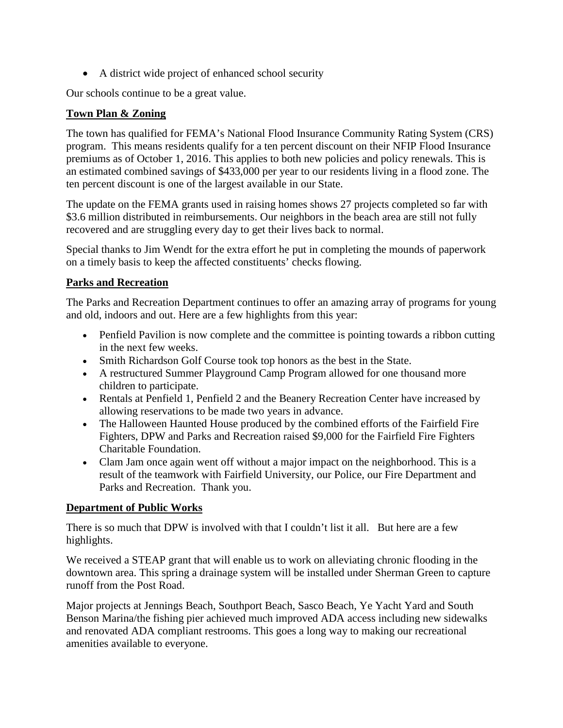- A district wide project of enhanced school security

Our schools continue to be a great value.

## Town Plan & Zoning

The town has qualified for FEMA's National Flood Insurance Community Rating System (CRS) program. This means residents qualify for a ten percent discount on their NFIP Flood Insurance premiums as of October 1, 2016. This applies to both new policies and policy renewals. This is an estimated combined savings of $433,000 per year to our residents living in a flood zone. The ten percent discount is one of the largest available in our State.

The update on the FEMA grants used in raising homes shows 27 projects completed so far with $3.6 million distributed in reimbursements. Our neighbors in the beach area are still not fully recovered and are struggling every day to get their lives back to normal.

Special thanks to Jim Wendt for the extra effort he put in completing the mounds of paperwork on a timely basis to keep the affected constituents' checks flowing.

## Parks and Recreation

The Parks and Recreation Department continues to offer an amazing array of programs for young and old, indoors and out. Here are a few highlights from this year:

- Penfield Pavilion is now complete and the committee is pointing towards a ribbon cutting in the next few weeks.
- Smith Richardson Golf Course took top honors as the best in the State.
- A restructured Summer Playground Camp Program allowed for one thousand more children to participate.
- Rentals at Penfield 1, Penfield 2 and the Beanery Recreation Center have increased by allowing reservations to be made two years in advance.
- The Halloween Haunted House produced by the combined efforts of the Fairfield Fire Fighters, DPW and Parks and Recreation raised $9,000 for the Fairfield Fire Fighters Charitable Foundation.
- Clam Jam once again went off without a major impact on the neighborhood. This is a result of the teamwork with Fairfield University, our Police, our Fire Department and Parks and Recreation. Thank you.

## Department of Public Works

There is so much that DPW is involved with that I couldn't list it all. But here are a few highlights.

We received a STEAP grant that will enable us to work on alleviating chronic flooding in the downtown area. This spring a drainage system will be installed under Sherman Green to capture runoff from the Post Road.

Major projects at Jennings Beach, Southport Beach, Sasco Beach, Ye Yacht Yard and South Benson Marina/the fishing pier achieved much improved ADA access including new sidewalks and renovated ADA compliant restrooms. This goes a long way to making our recreational amenities available to everyone.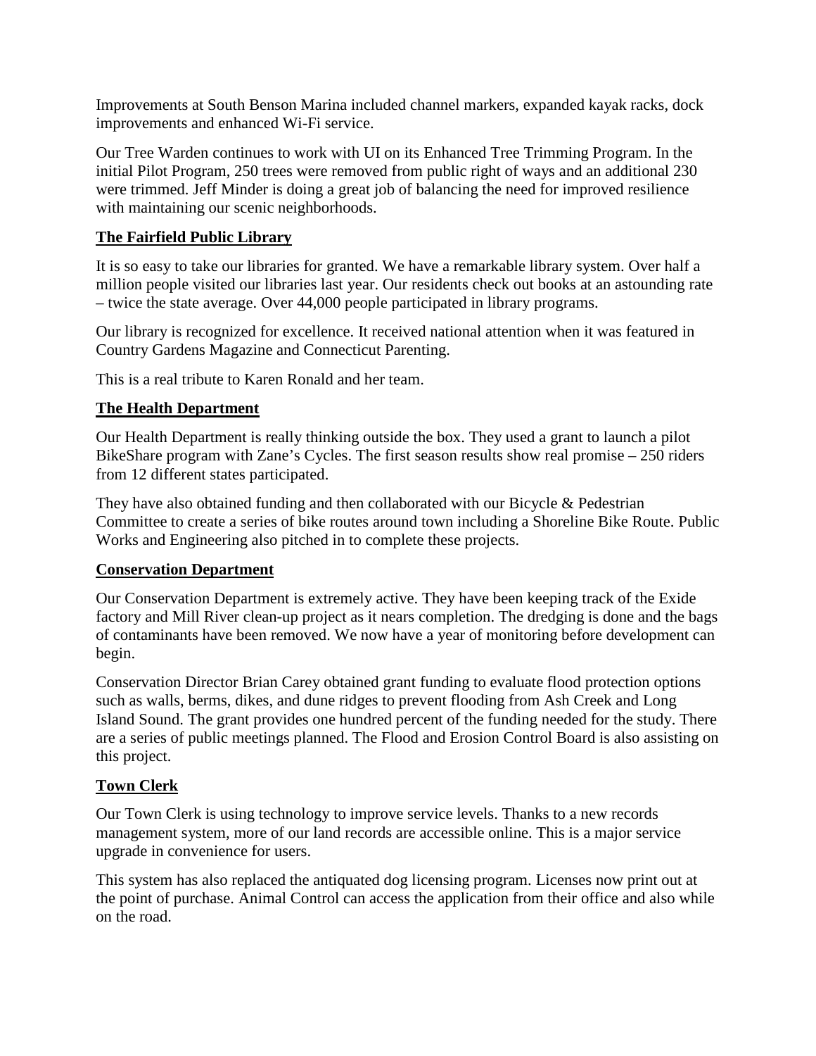Improvements at South Benson Marina included channel markers, expanded kayak racks, dock improvements and enhanced Wi-Fi service.

Our Tree Warden continues to work with UI on its Enhanced Tree Trimming Program. In the initial Pilot Program, 250 trees were removed from public right of ways and an additional 230 were trimmed. Jeff Minder is doing a great job of balancing the need for improved resilience with maintaining our scenic neighborhoods.

## The Fairfield Public Library

It is so easy to take our libraries for granted. We have a remarkable library system. Over half a million people visited our libraries last year. Our residents check out books at an astounding rate – twice the state average. Over 44,000 people participated in library programs.

Our library is recognized for excellence. It received national attention when it was featured in Country Gardens Magazine and Connecticut Parenting.

This is a real tribute to Karen Ronald and her team.

## The Health Department

Our Health Department is really thinking outside the box. They used a grant to launch a pilot BikeShare program with Zane's Cycles. The first season results show real promise – 250 riders from 12 different states participated.

They have also obtained funding and then collaborated with our Bicycle & Pedestrian Committee to create a series of bike routes around town including a Shoreline Bike Route. Public Works and Engineering also pitched in to complete these projects.

## Conservation Department

Our Conservation Department is extremely active. They have been keeping track of the Exide factory and Mill River clean-up project as it nears completion. The dredging is done and the bags of contaminants have been removed. We now have a year of monitoring before development can begin.

Conservation Director Brian Carey obtained grant funding to evaluate flood protection options such as walls, berms, dikes, and dune ridges to prevent flooding from Ash Creek and Long Island Sound. The grant provides one hundred percent of the funding needed for the study. There are a series of public meetings planned. The Flood and Erosion Control Board is also assisting on this project.

## Town Clerk

Our Town Clerk is using technology to improve service levels. Thanks to a new records management system, more of our land records are accessible online. This is a major service upgrade in convenience for users.

This system has also replaced the antiquated dog licensing program. Licenses now print out at the point of purchase. Animal Control can access the application from their office and also while on the road.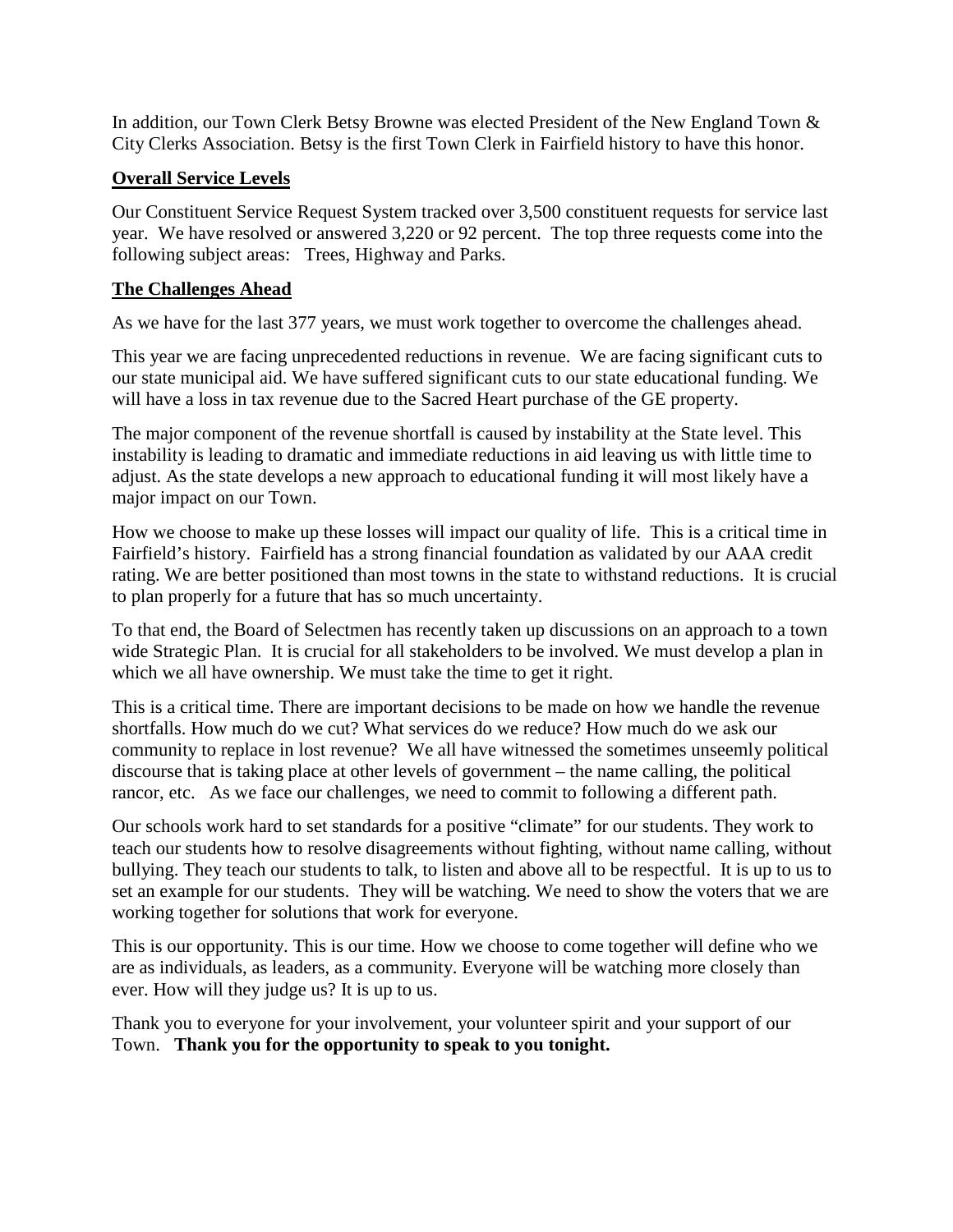In addition, our Town Clerk Betsy Browne was elected President of the New England Town & City Clerks Association. Betsy is the first Town Clerk in Fairfield history to have this honor.

## Overall Service Levels

Our Constituent Service Request System tracked over 3,500 constituent requests for service last year. We have resolved or answered 3,220 or 92 percent. The top three requests come into the following subject areas: Trees, Highway and Parks.

## The Challenges Ahead

As we have for the last 377 years, we must work together to overcome the challenges ahead.

This year we are facing unprecedented reductions in revenue. We are facing significant cuts to our state municipal aid. We have suffered significant cuts to our state educational funding. We will have a loss in tax revenue due to the Sacred Heart purchase of the GE property.

The major component of the revenue shortfall is caused by instability at the State level. This instability is leading to dramatic and immediate reductions in aid leaving us with little time to adjust. As the state develops a new approach to educational funding it will most likely have a major impact on our Town.

How we choose to make up these losses will impact our quality of life. This is a critical time in Fairfield's history. Fairfield has a strong financial foundation as validated by our AAA credit rating. We are better positioned than most towns in the state to withstand reductions. It is crucial to plan properly for a future that has so much uncertainty.

To that end, the Board of Selectmen has recently taken up discussions on an approach to a town wide Strategic Plan. It is crucial for all stakeholders to be involved. We must develop a plan in which we all have ownership. We must take the time to get it right.

This is a critical time. There are important decisions to be made on how we handle the revenue shortfalls. How much do we cut? What services do we reduce? How much do we ask our community to replace in lost revenue? We all have witnessed the sometimes unseemly political discourse that is taking place at other levels of government – the name calling, the political rancor, etc. As we face our challenges, we need to commit to following a different path.

Our schools work hard to set standards for a positive "climate" for our students. They work to teach our students how to resolve disagreements without fighting, without name calling, without bullying. They teach our students to talk, to listen and above all to be respectful. It is up to us to set an example for our students. They will be watching. We need to show the voters that we are working together for solutions that work for everyone.

This is our opportunity. This is our time. How we choose to come together will define who we are as individuals, as leaders, as a community. Everyone will be watching more closely than ever. How will they judge us? It is up to us.

Thank you to everyone for your involvement, your volunteer spirit and your support of our Town. **Thank you for the opportunity to speak to you tonight.**